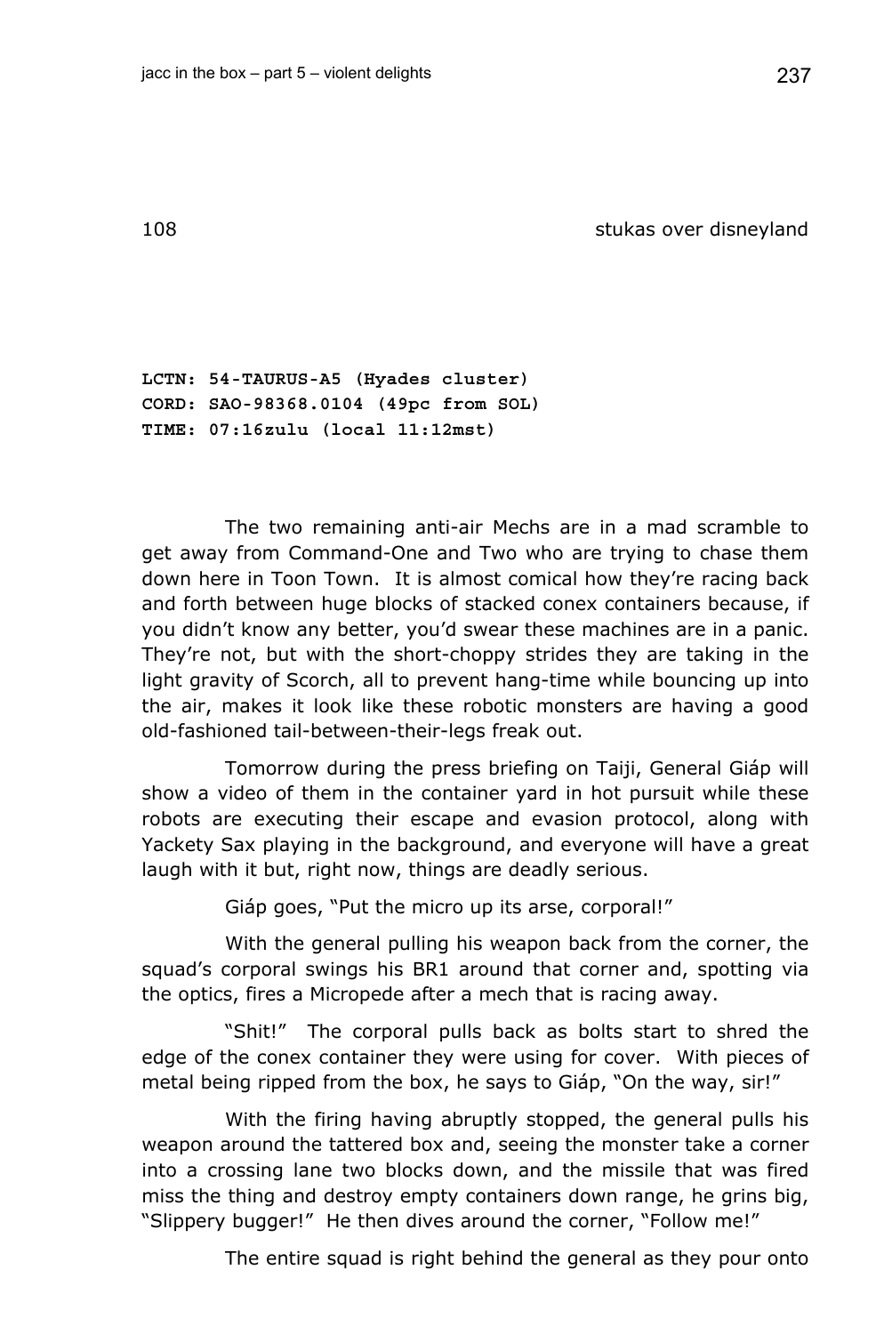## 108 stukas over disneyland

**LCTN: 54-TAURUS-A5 (Hyades cluster)**
**CORD: SAO-98368.0104 (49pc from SOL)**
**TIME: 07:16zulu (local 11:12mst)**

The two remaining anti-air Mechs are in a mad scramble to get away from Command-One and Two who are trying to chase them down here in Toon Town. It is almost comical how they're racing back and forth between huge blocks of stacked conex containers because, if you didn't know any better, you'd swear these machines are in a panic. They're not, but with the short-choppy strides they are taking in the light gravity of Scorch, all to prevent hang-time while bouncing up into the air, makes it look like these robotic monsters are having a good old-fashioned tail-between-their-legs freak out.

Tomorrow during the press briefing on Taiji, General Giáp will show a video of them in the container yard in hot pursuit while these robots are executing their escape and evasion protocol, along with Yackety Sax playing in the background, and everyone will have a great laugh with it but, right now, things are deadly serious.

Giáp goes, "Put the micro up its arse, corporal!"

With the general pulling his weapon back from the corner, the squad's corporal swings his BR1 around that corner and, spotting via the optics, fires a Micropede after a mech that is racing away.

"Shit!" The corporal pulls back as bolts start to shred the edge of the conex container they were using for cover. With pieces of metal being ripped from the box, he says to Giáp, "On the way, sir!"

With the firing having abruptly stopped, the general pulls his weapon around the tattered box and, seeing the monster take a corner into a crossing lane two blocks down, and the missile that was fired miss the thing and destroy empty containers down range, he grins big, "Slippery bugger!" He then dives around the corner, "Follow me!"

The entire squad is right behind the general as they pour onto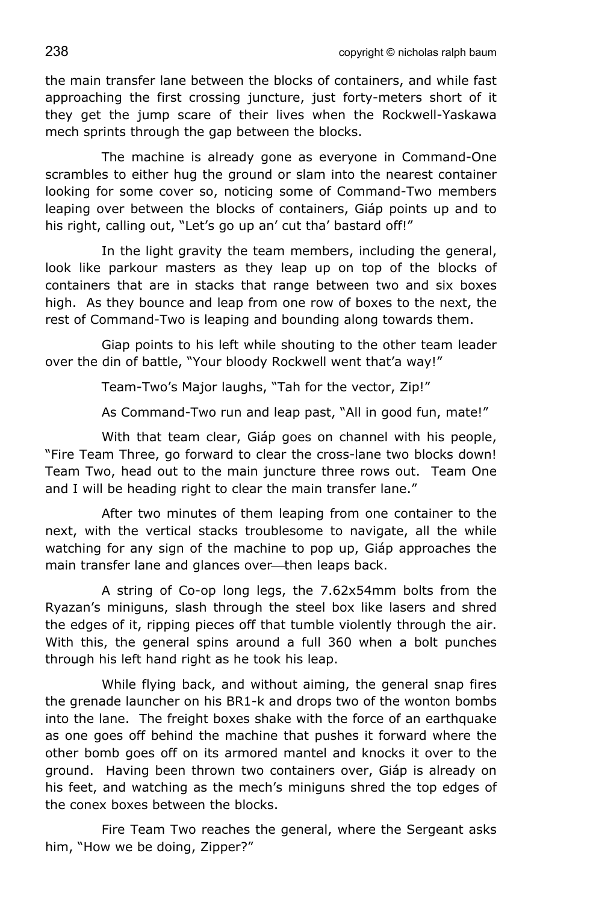the main transfer lane between the blocks of containers, and while fast approaching the first crossing juncture, just forty-meters short of it they get the jump scare of their lives when the Rockwell-Yaskawa mech sprints through the gap between the blocks.

The machine is already gone as everyone in Command-One scrambles to either hug the ground or slam into the nearest container looking for some cover so, noticing some of Command-Two members leaping over between the blocks of containers, Giáp points up and to his right, calling out, "Let's go up an' cut tha' bastard off!"

In the light gravity the team members, including the general, look like parkour masters as they leap up on top of the blocks of containers that are in stacks that range between two and six boxes high. As they bounce and leap from one row of boxes to the next, the rest of Command-Two is leaping and bounding along towards them.

Giap points to his left while shouting to the other team leader over the din of battle, "Your bloody Rockwell went that'a way!"

Team-Two's Major laughs, "Tah for the vector, Zip!"

As Command-Two run and leap past, "All in good fun, mate!"

With that team clear, Giáp goes on channel with his people, "Fire Team Three, go forward to clear the cross-lane two blocks down! Team Two, head out to the main juncture three rows out. Team One and I will be heading right to clear the main transfer lane."

After two minutes of them leaping from one container to the next, with the vertical stacks troublesome to navigate, all the while watching for any sign of the machine to pop up, Giáp approaches the main transfer lane and glances over—then leaps back.

A string of Co-op long legs, the 7.62x54mm bolts from the Ryazan's miniguns, slash through the steel box like lasers and shred the edges of it, ripping pieces off that tumble violently through the air. With this, the general spins around a full 360 when a bolt punches through his left hand right as he took his leap.

While flying back, and without aiming, the general snap fires the grenade launcher on his BR1-k and drops two of the wonton bombs into the lane. The freight boxes shake with the force of an earthquake as one goes off behind the machine that pushes it forward where the other bomb goes off on its armored mantel and knocks it over to the ground. Having been thrown two containers over, Giáp is already on his feet, and watching as the mech's miniguns shred the top edges of the conex boxes between the blocks.

Fire Team Two reaches the general, where the Sergeant asks him, "How we be doing, Zipper?"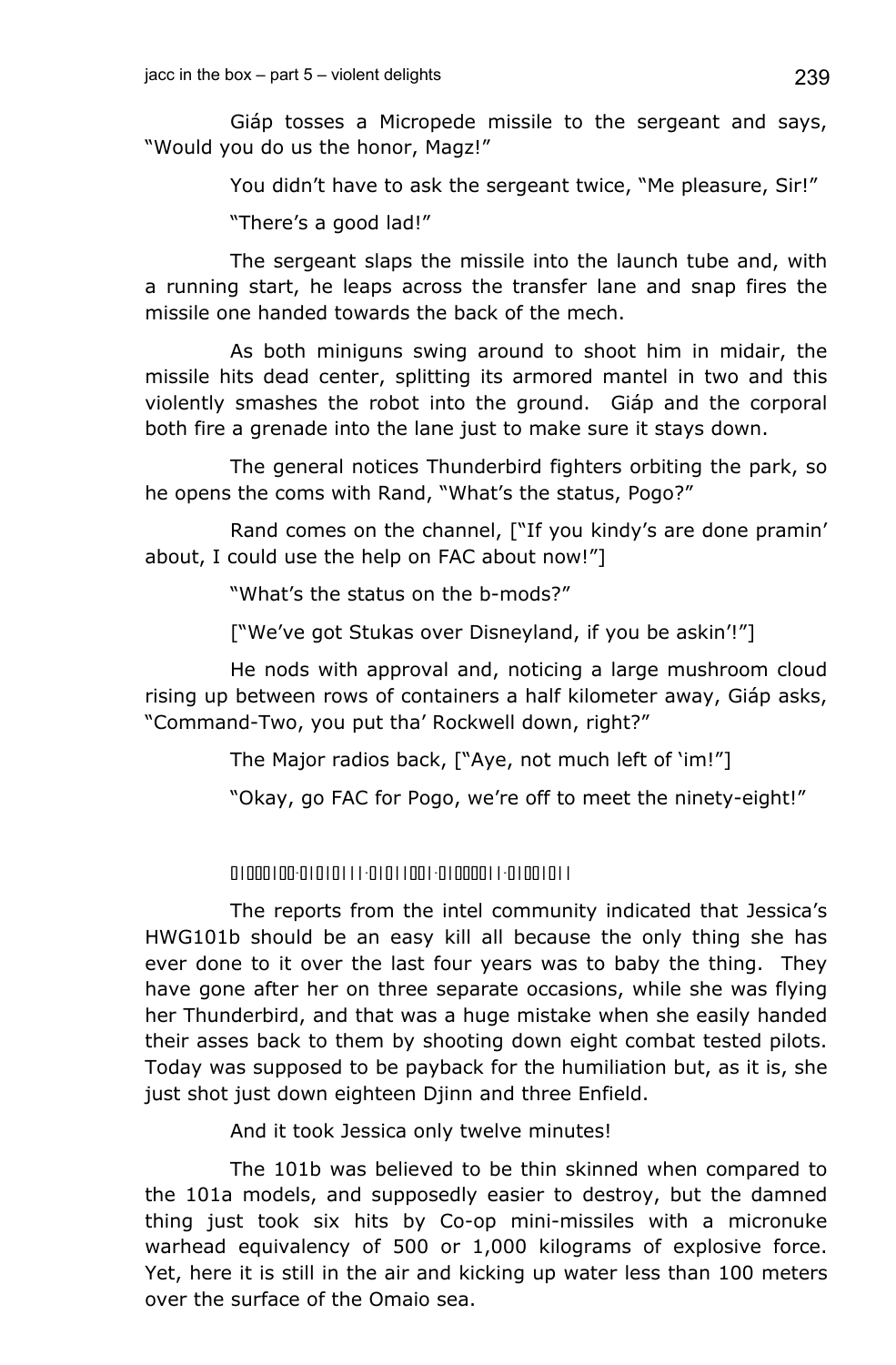Giáp tosses a Micropede missile to the sergeant and says, "Would you do us the honor, Magz!"

You didn't have to ask the sergeant twice, "Me pleasure, Sir!"

"There's a good lad!"

The sergeant slaps the missile into the launch tube and, with a running start, he leaps across the transfer lane and snap fires the missile one handed towards the back of the mech.

As both miniguns swing around to shoot him in midair, the missile hits dead center, splitting its armored mantel in two and this violently smashes the robot into the ground. Giáp and the corporal both fire a grenade into the lane just to make sure it stays down.

The general notices Thunderbird fighters orbiting the park, so he opens the coms with Rand, "What's the status, Pogo?"

Rand comes on the channel, ["If you kindy's are done pramin' about, I could use the help on FAC about now!"]

"What's the status on the b-mods?"

["We've got Stukas over Disneyland, if you be askin'!"]

He nods with approval and, noticing a large mushroom cloud rising up between rows of containers a half kilometer away, Giáp asks, "Command-Two, you put tha' Rockwell down, right?"

The Major radios back, ["Aye, not much left of 'im!"]

"Okay, go FAC for Pogo, we're off to meet the ninety-eight!"

01000100·01010111·01011001·01000011·01001011

The reports from the intel community indicated that Jessica's HWG101b should be an easy kill all because the only thing she has ever done to it over the last four years was to baby the thing. They have gone after her on three separate occasions, while she was flying her Thunderbird, and that was a huge mistake when she easily handed their asses back to them by shooting down eight combat tested pilots. Today was supposed to be payback for the humiliation but, as it is, she just shot just down eighteen Djinn and three Enfield.

And it took Jessica only twelve minutes!

The 101b was believed to be thin skinned when compared to the 101a models, and supposedly easier to destroy, but the damned thing just took six hits by Co-op mini-missiles with a micronuke warhead equivalency of 500 or 1,000 kilograms of explosive force. Yet, here it is still in the air and kicking up water less than 100 meters over the surface of the Omaio sea.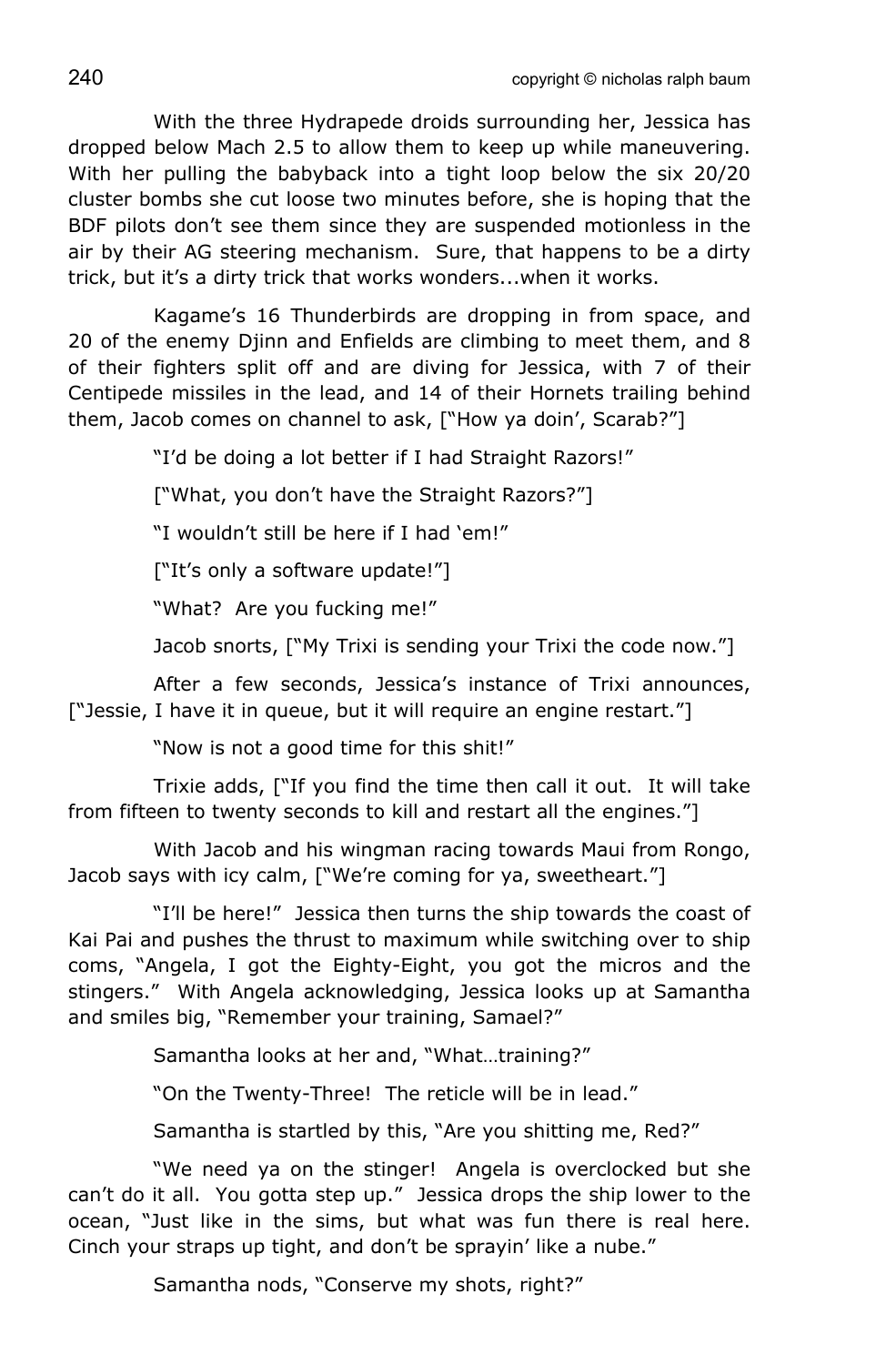With the three Hydrapede droids surrounding her, Jessica has dropped below Mach 2.5 to allow them to keep up while maneuvering. With her pulling the babyback into a tight loop below the six 20/20 cluster bombs she cut loose two minutes before, she is hoping that the BDF pilots don't see them since they are suspended motionless in the air by their AG steering mechanism. Sure, that happens to be a dirty trick, but it's a dirty trick that works wonders...when it works.

Kagame's 16 Thunderbirds are dropping in from space, and 20 of the enemy Djinn and Enfields are climbing to meet them, and 8 of their fighters split off and are diving for Jessica, with 7 of their Centipede missiles in the lead, and 14 of their Hornets trailing behind them, Jacob comes on channel to ask, ["How ya doin', Scarab?"]

"I'd be doing a lot better if I had Straight Razors!"

["What, you don't have the Straight Razors?"]

"I wouldn't still be here if I had 'em!"

["It's only a software update!"]

"What? Are you fucking me!"

Jacob snorts, ["My Trixi is sending your Trixi the code now."]

After a few seconds, Jessica's instance of Trixi announces, ["Jessie, I have it in queue, but it will require an engine restart."]

"Now is not a good time for this shit!"

Trixie adds, ["If you find the time then call it out. It will take from fifteen to twenty seconds to kill and restart all the engines."]

With Jacob and his wingman racing towards Maui from Rongo, Jacob says with icy calm, ["We're coming for ya, sweetheart."]

"I'll be here!" Jessica then turns the ship towards the coast of Kai Pai and pushes the thrust to maximum while switching over to ship coms, "Angela, I got the Eighty-Eight, you got the micros and the stingers." With Angela acknowledging, Jessica looks up at Samantha and smiles big, "Remember your training, Samael?"

Samantha looks at her and, "What…training?"

"On the Twenty-Three! The reticle will be in lead."

Samantha is startled by this, "Are you shitting me, Red?"

"We need ya on the stinger! Angela is overclocked but she can't do it all. You gotta step up." Jessica drops the ship lower to the ocean, "Just like in the sims, but what was fun there is real here. Cinch your straps up tight, and don't be sprayin' like a nube."

Samantha nods, "Conserve my shots, right?"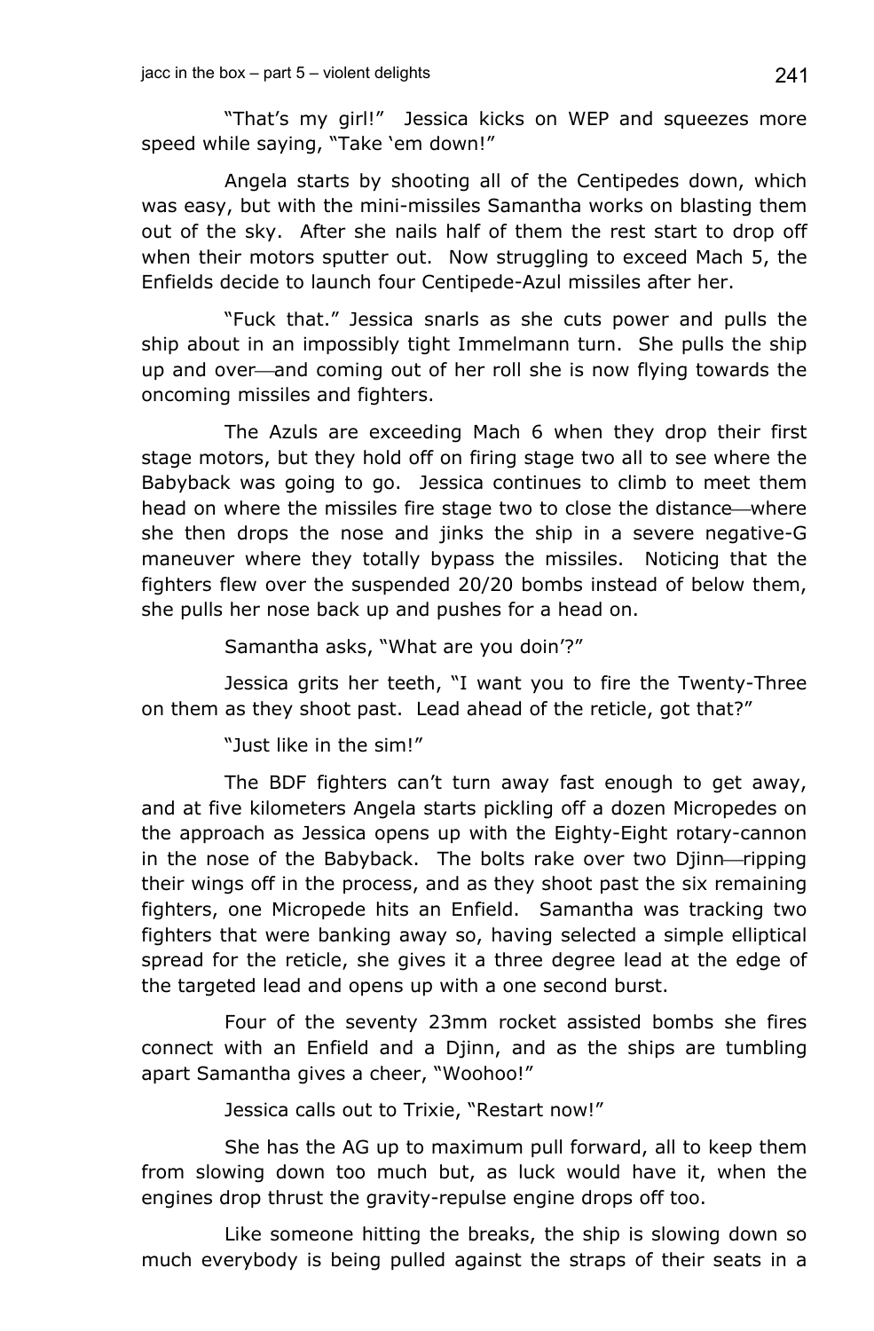"That's my girl!" Jessica kicks on WEP and squeezes more speed while saying, "Take 'em down!"

Angela starts by shooting all of the Centipedes down, which was easy, but with the mini-missiles Samantha works on blasting them out of the sky. After she nails half of them the rest start to drop off when their motors sputter out. Now struggling to exceed Mach 5, the Enfields decide to launch four Centipede-Azul missiles after her.

"Fuck that." Jessica snarls as she cuts power and pulls the ship about in an impossibly tight Immelmann turn. She pulls the ship up and over—and coming out of her roll she is now flying towards the oncoming missiles and fighters.

The Azuls are exceeding Mach 6 when they drop their first stage motors, but they hold off on firing stage two all to see where the Babyback was going to go. Jessica continues to climb to meet them head on where the missiles fire stage two to close the distance—where she then drops the nose and jinks the ship in a severe negative-G maneuver where they totally bypass the missiles. Noticing that the fighters flew over the suspended 20/20 bombs instead of below them, she pulls her nose back up and pushes for a head on.

Samantha asks, "What are you doin'?"

Jessica grits her teeth, "I want you to fire the Twenty-Three on them as they shoot past. Lead ahead of the reticle, got that?"

"Just like in the sim!"

The BDF fighters can't turn away fast enough to get away, and at five kilometers Angela starts pickling off a dozen Micropedes on the approach as Jessica opens up with the Eighty-Eight rotary-cannon in the nose of the Babyback. The bolts rake over two Djinn—ripping their wings off in the process, and as they shoot past the six remaining fighters, one Micropede hits an Enfield. Samantha was tracking two fighters that were banking away so, having selected a simple elliptical spread for the reticle, she gives it a three degree lead at the edge of the targeted lead and opens up with a one second burst.

Four of the seventy 23mm rocket assisted bombs she fires connect with an Enfield and a Djinn, and as the ships are tumbling apart Samantha gives a cheer, "Woohoo!"

Jessica calls out to Trixie, "Restart now!"

She has the AG up to maximum pull forward, all to keep them from slowing down too much but, as luck would have it, when the engines drop thrust the gravity-repulse engine drops off too.

Like someone hitting the breaks, the ship is slowing down so much everybody is being pulled against the straps of their seats in a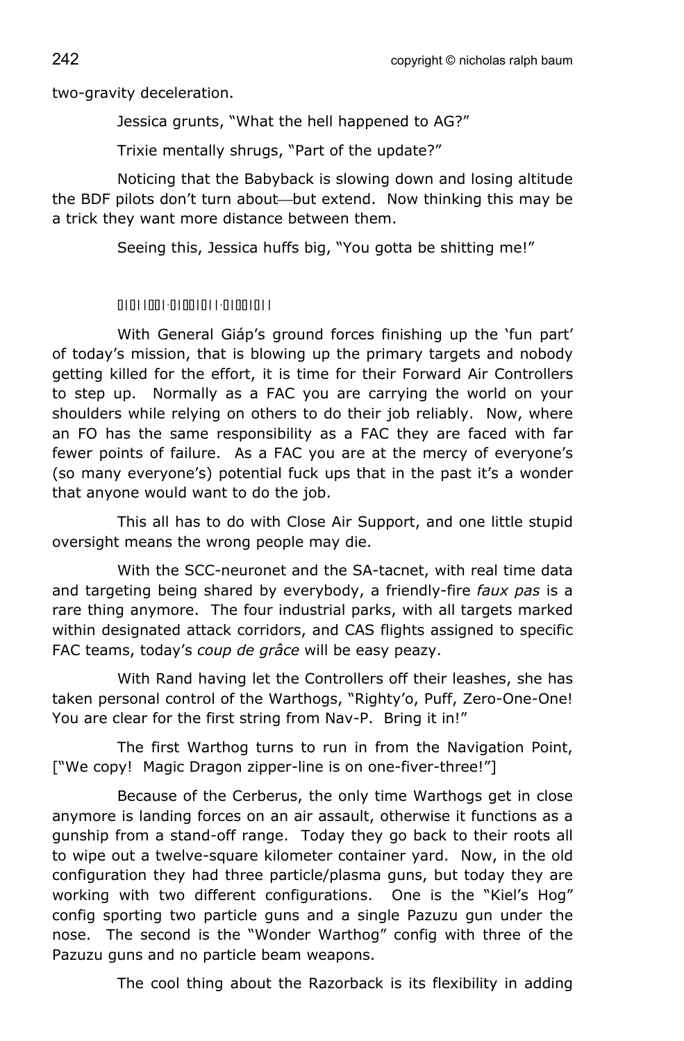two-gravity deceleration.

Jessica grunts, "What the hell happened to AG?"

Trixie mentally shrugs, "Part of the update?"

Noticing that the Babyback is slowing down and losing altitude the BDF pilots don't turn about—but extend. Now thinking this may be a trick they want more distance between them.

Seeing this, Jessica huffs big, "You gotta be shitting me!"

01011001-01001011-01001011

With General Giáp's ground forces finishing up the 'fun part' of today's mission, that is blowing up the primary targets and nobody getting killed for the effort, it is time for their Forward Air Controllers to step up. Normally as a FAC you are carrying the world on your shoulders while relying on others to do their job reliably. Now, where an FO has the same responsibility as a FAC they are faced with far fewer points of failure. As a FAC you are at the mercy of everyone's (so many everyone's) potential fuck ups that in the past it's a wonder that anyone would want to do the job.

This all has to do with Close Air Support, and one little stupid oversight means the wrong people may die.

With the SCC-neuronet and the SA-tacnet, with real time data and targeting being shared by everybody, a friendly-fire *faux pas* is a rare thing anymore. The four industrial parks, with all targets marked within designated attack corridors, and CAS flights assigned to specific FAC teams, today's *coup de grâce* will be easy peazy.

With Rand having let the Controllers off their leashes, she has taken personal control of the Warthogs, "Righty'o, Puff, Zero-One-One! You are clear for the first string from Nav-P. Bring it in!"

The first Warthog turns to run in from the Navigation Point, ["We copy! Magic Dragon zipper-line is on one-fiver-three!"]

Because of the Cerberus, the only time Warthogs get in close anymore is landing forces on an air assault, otherwise it functions as a gunship from a stand-off range. Today they go back to their roots all to wipe out a twelve-square kilometer container yard. Now, in the old configuration they had three particle/plasma guns, but today they are working with two different configurations. One is the "Kiel's Hog" config sporting two particle guns and a single Pazuzu gun under the nose. The second is the "Wonder Warthog" config with three of the Pazuzu guns and no particle beam weapons.

The cool thing about the Razorback is its flexibility in adding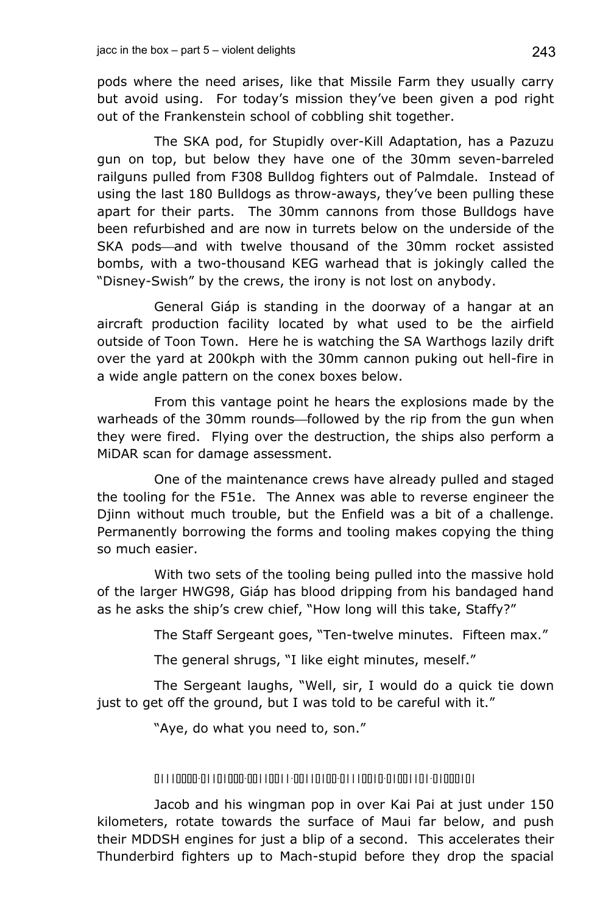pods where the need arises, like that Missile Farm they usually carry but avoid using. For today's mission they've been given a pod right out of the Frankenstein school of cobbling shit together.

The SKA pod, for Stupidly over-Kill Adaptation, has a Pazuzu gun on top, but below they have one of the 30mm seven-barreled railguns pulled from F308 Bulldog fighters out of Palmdale. Instead of using the last 180 Bulldogs as throw-aways, they've been pulling these apart for their parts. The 30mm cannons from those Bulldogs have been refurbished and are now in turrets below on the underside of the SKA pods—and with twelve thousand of the 30mm rocket assisted bombs, with a two-thousand KEG warhead that is jokingly called the "Disney-Swish" by the crews, the irony is not lost on anybody.

General Giáp is standing in the doorway of a hangar at an aircraft production facility located by what used to be the airfield outside of Toon Town. Here he is watching the SA Warthogs lazily drift over the yard at 200kph with the 30mm cannon puking out hell-fire in a wide angle pattern on the conex boxes below.

From this vantage point he hears the explosions made by the warheads of the 30mm rounds—followed by the rip from the gun when they were fired. Flying over the destruction, the ships also perform a MiDAR scan for damage assessment.

One of the maintenance crews have already pulled and staged the tooling for the F51e. The Annex was able to reverse engineer the Djinn without much trouble, but the Enfield was a bit of a challenge. Permanently borrowing the forms and tooling makes copying the thing so much easier.

With two sets of the tooling being pulled into the massive hold of the larger HWG98, Giáp has blood dripping from his bandaged hand as he asks the ship's crew chief, "How long will this take, Staffy?"

The Staff Sergeant goes, "Ten-twelve minutes. Fifteen max."

The general shrugs, "I like eight minutes, meself."

The Sergeant laughs, "Well, sir, I would do a quick tie down just to get off the ground, but I was told to be careful with it."

"Aye, do what you need to, son."

01110000·01101000·00110011·00110100·01110010·01001101·01000101

Jacob and his wingman pop in over Kai Pai at just under 150 kilometers, rotate towards the surface of Maui far below, and push their MDDSH engines for just a blip of a second. This accelerates their Thunderbird fighters up to Mach-stupid before they drop the spacial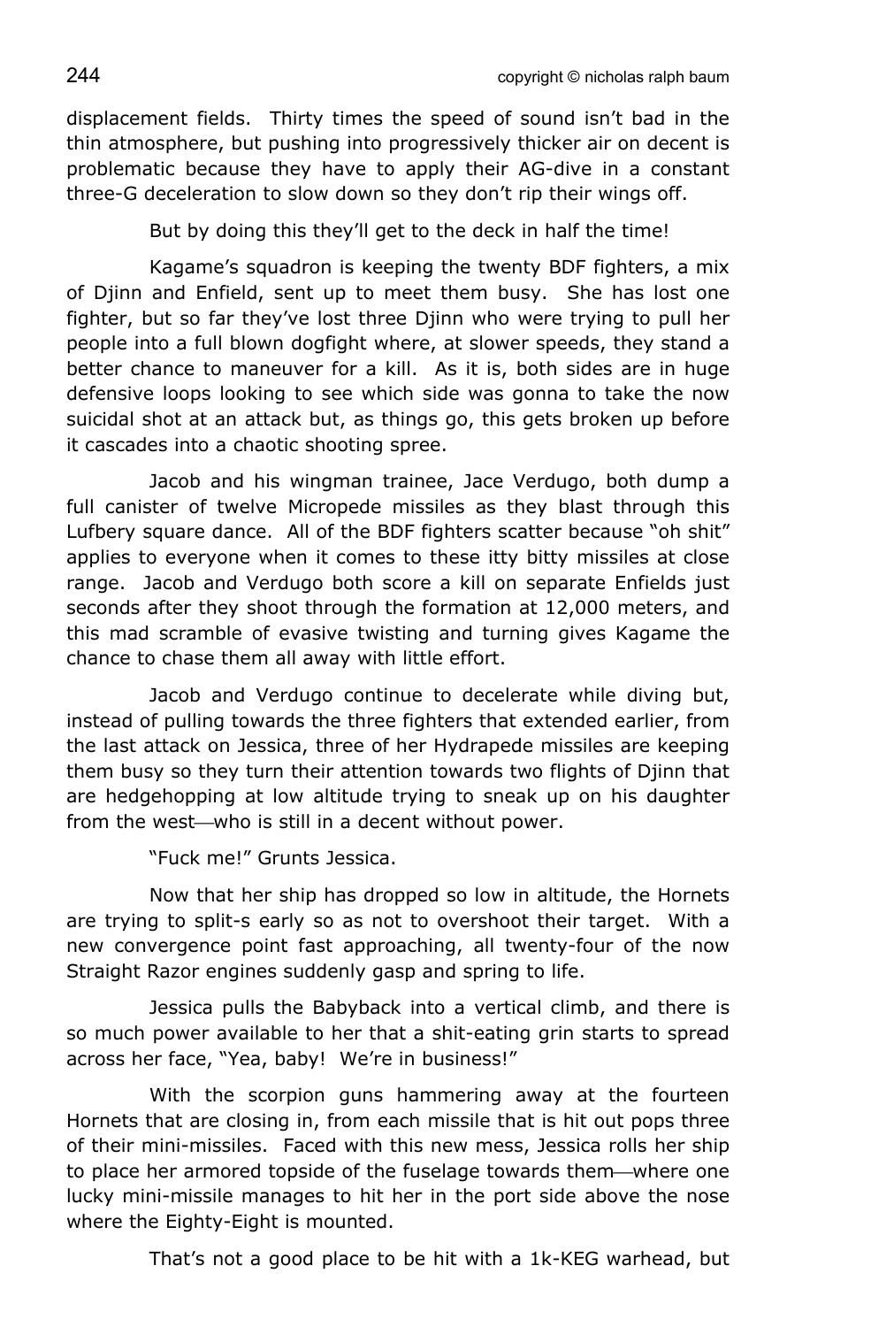displacement fields. Thirty times the speed of sound isn't bad in the thin atmosphere, but pushing into progressively thicker air on decent is problematic because they have to apply their AG-dive in a constant three-G deceleration to slow down so they don't rip their wings off.

But by doing this they'll get to the deck in half the time!

Kagame's squadron is keeping the twenty BDF fighters, a mix of Djinn and Enfield, sent up to meet them busy. She has lost one fighter, but so far they've lost three Djinn who were trying to pull her people into a full blown dogfight where, at slower speeds, they stand a better chance to maneuver for a kill. As it is, both sides are in huge defensive loops looking to see which side was gonna to take the now suicidal shot at an attack but, as things go, this gets broken up before it cascades into a chaotic shooting spree.

Jacob and his wingman trainee, Jace Verdugo, both dump a full canister of twelve Micropede missiles as they blast through this Lufbery square dance. All of the BDF fighters scatter because "oh shit" applies to everyone when it comes to these itty bitty missiles at close range. Jacob and Verdugo both score a kill on separate Enfields just seconds after they shoot through the formation at 12,000 meters, and this mad scramble of evasive twisting and turning gives Kagame the chance to chase them all away with little effort.

Jacob and Verdugo continue to decelerate while diving but, instead of pulling towards the three fighters that extended earlier, from the last attack on Jessica, three of her Hydrapede missiles are keeping them busy so they turn their attention towards two flights of Djinn that are hedgehopping at low altitude trying to sneak up on his daughter from the west—who is still in a decent without power.

"Fuck me!" Grunts Jessica.

Now that her ship has dropped so low in altitude, the Hornets are trying to split-s early so as not to overshoot their target. With a new convergence point fast approaching, all twenty-four of the now Straight Razor engines suddenly gasp and spring to life.

Jessica pulls the Babyback into a vertical climb, and there is so much power available to her that a shit-eating grin starts to spread across her face, "Yea, baby! We're in business!"

With the scorpion guns hammering away at the fourteen Hornets that are closing in, from each missile that is hit out pops three of their mini-missiles. Faced with this new mess, Jessica rolls her ship to place her armored topside of the fuselage towards them—where one lucky mini-missile manages to hit her in the port side above the nose where the Eighty-Eight is mounted.

That's not a good place to be hit with a 1k-KEG warhead, but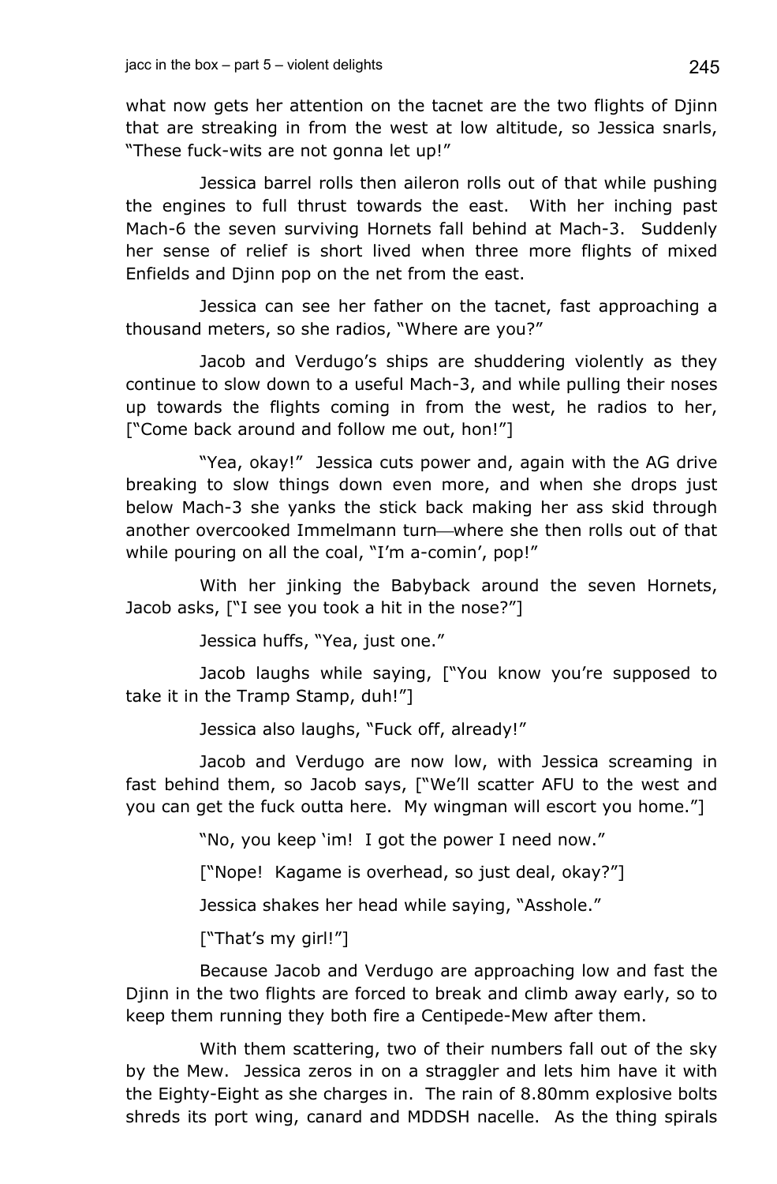what now gets her attention on the tacnet are the two flights of Djinn that are streaking in from the west at low altitude, so Jessica snarls, "These fuck-wits are not gonna let up!"

Jessica barrel rolls then aileron rolls out of that while pushing the engines to full thrust towards the east. With her inching past Mach-6 the seven surviving Hornets fall behind at Mach-3. Suddenly her sense of relief is short lived when three more flights of mixed Enfields and Djinn pop on the net from the east.

Jessica can see her father on the tacnet, fast approaching a thousand meters, so she radios, "Where are you?"

Jacob and Verdugo's ships are shuddering violently as they continue to slow down to a useful Mach-3, and while pulling their noses up towards the flights coming in from the west, he radios to her, ["Come back around and follow me out, hon!"]

"Yea, okay!" Jessica cuts power and, again with the AG drive breaking to slow things down even more, and when she drops just below Mach-3 she yanks the stick back making her ass skid through another overcooked Immelmann turn—where she then rolls out of that while pouring on all the coal, "I'm a-comin', pop!"

With her jinking the Babyback around the seven Hornets, Jacob asks, ["I see you took a hit in the nose?"]

Jessica huffs, "Yea, just one."

Jacob laughs while saying, ["You know you're supposed to take it in the Tramp Stamp, duh!"]

Jessica also laughs, "Fuck off, already!"

Jacob and Verdugo are now low, with Jessica screaming in fast behind them, so Jacob says, ["We'll scatter AFU to the west and you can get the fuck outta here. My wingman will escort you home."]

"No, you keep 'im! I got the power I need now."

["Nope! Kagame is overhead, so just deal, okay?"]

Jessica shakes her head while saying, "Asshole."

["That's my girl!"]

Because Jacob and Verdugo are approaching low and fast the Djinn in the two flights are forced to break and climb away early, so to keep them running they both fire a Centipede-Mew after them.

With them scattering, two of their numbers fall out of the sky by the Mew. Jessica zeros in on a straggler and lets him have it with the Eighty-Eight as she charges in. The rain of 8.80mm explosive bolts shreds its port wing, canard and MDDSH nacelle. As the thing spirals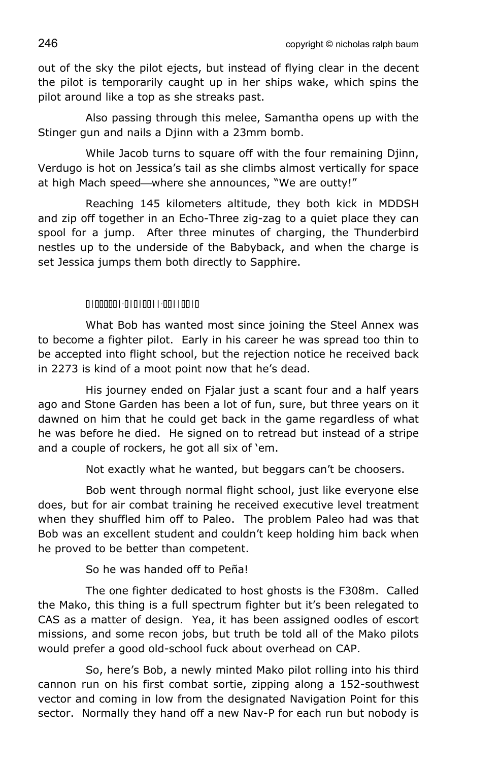out of the sky the pilot ejects, but instead of flying clear in the decent the pilot is temporarily caught up in her ships wake, which spins the pilot around like a top as she streaks past.

Also passing through this melee, Samantha opens up with the Stinger gun and nails a Djinn with a 23mm bomb.

While Jacob turns to square off with the four remaining Djinn, Verdugo is hot on Jessica's tail as she climbs almost vertically for space at high Mach speed—where she announces, "We are outty!"

Reaching 145 kilometers altitude, they both kick in MDDSH and zip off together in an Echo-Three zig-zag to a quiet place they can spool for a jump. After three minutes of charging, the Thunderbird nestles up to the underside of the Babyback, and when the charge is set Jessica jumps them both directly to Sapphire.

01000001-01010011-00110010

What Bob has wanted most since joining the Steel Annex was to become a fighter pilot. Early in his career he was spread too thin to be accepted into flight school, but the rejection notice he received back in 2273 is kind of a moot point now that he's dead.

His journey ended on Fjalar just a scant four and a half years ago and Stone Garden has been a lot of fun, sure, but three years on it dawned on him that he could get back in the game regardless of what he was before he died. He signed on to retread but instead of a stripe and a couple of rockers, he got all six of 'em.

Not exactly what he wanted, but beggars can't be choosers.

Bob went through normal flight school, just like everyone else does, but for air combat training he received executive level treatment when they shuffled him off to Paleo. The problem Paleo had was that Bob was an excellent student and couldn't keep holding him back when he proved to be better than competent.

So he was handed off to Peña!

The one fighter dedicated to host ghosts is the F308m. Called the Mako, this thing is a full spectrum fighter but it's been relegated to CAS as a matter of design. Yea, it has been assigned oodles of escort missions, and some recon jobs, but truth be told all of the Mako pilots would prefer a good old-school fuck about overhead on CAP.

So, here's Bob, a newly minted Mako pilot rolling into his third cannon run on his first combat sortie, zipping along a 152-southwest vector and coming in low from the designated Navigation Point for this sector. Normally they hand off a new Nav-P for each run but nobody is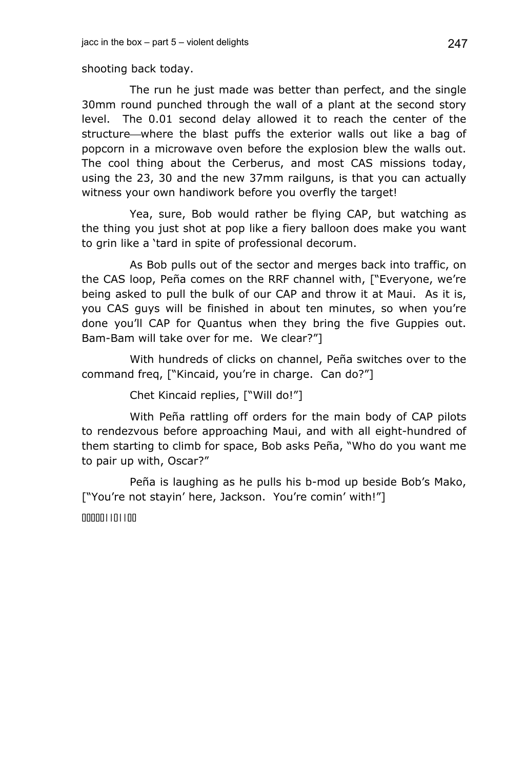shooting back today.

The run he just made was better than perfect, and the single 30mm round punched through the wall of a plant at the second story level. The 0.01 second delay allowed it to reach the center of the structure—where the blast puffs the exterior walls out like a bag of popcorn in a microwave oven before the explosion blew the walls out. The cool thing about the Cerberus, and most CAS missions today, using the 23, 30 and the new 37mm railguns, is that you can actually witness your own handiwork before you overfly the target!

Yea, sure, Bob would rather be flying CAP, but watching as the thing you just shot at pop like a fiery balloon does make you want to grin like a 'tard in spite of professional decorum.

As Bob pulls out of the sector and merges back into traffic, on the CAS loop, Peña comes on the RRF channel with, ["Everyone, we're being asked to pull the bulk of our CAP and throw it at Maui. As it is, you CAS guys will be finished in about ten minutes, so when you're done you'll CAP for Quantus when they bring the five Guppies out. Bam-Bam will take over for me. We clear?"]

With hundreds of clicks on channel, Peña switches over to the command freq, ["Kincaid, you're in charge. Can do?"]

Chet Kincaid replies, ["Will do!"]

With Peña rattling off orders for the main body of CAP pilots to rendezvous before approaching Maui, and with all eight-hundred of them starting to climb for space, Bob asks Peña, "Who do you want me to pair up with, Oscar?"

Peña is laughing as he pulls his b-mod up beside Bob's Mako, ["You're not stayin' here, Jackson. You're comin' with!"]